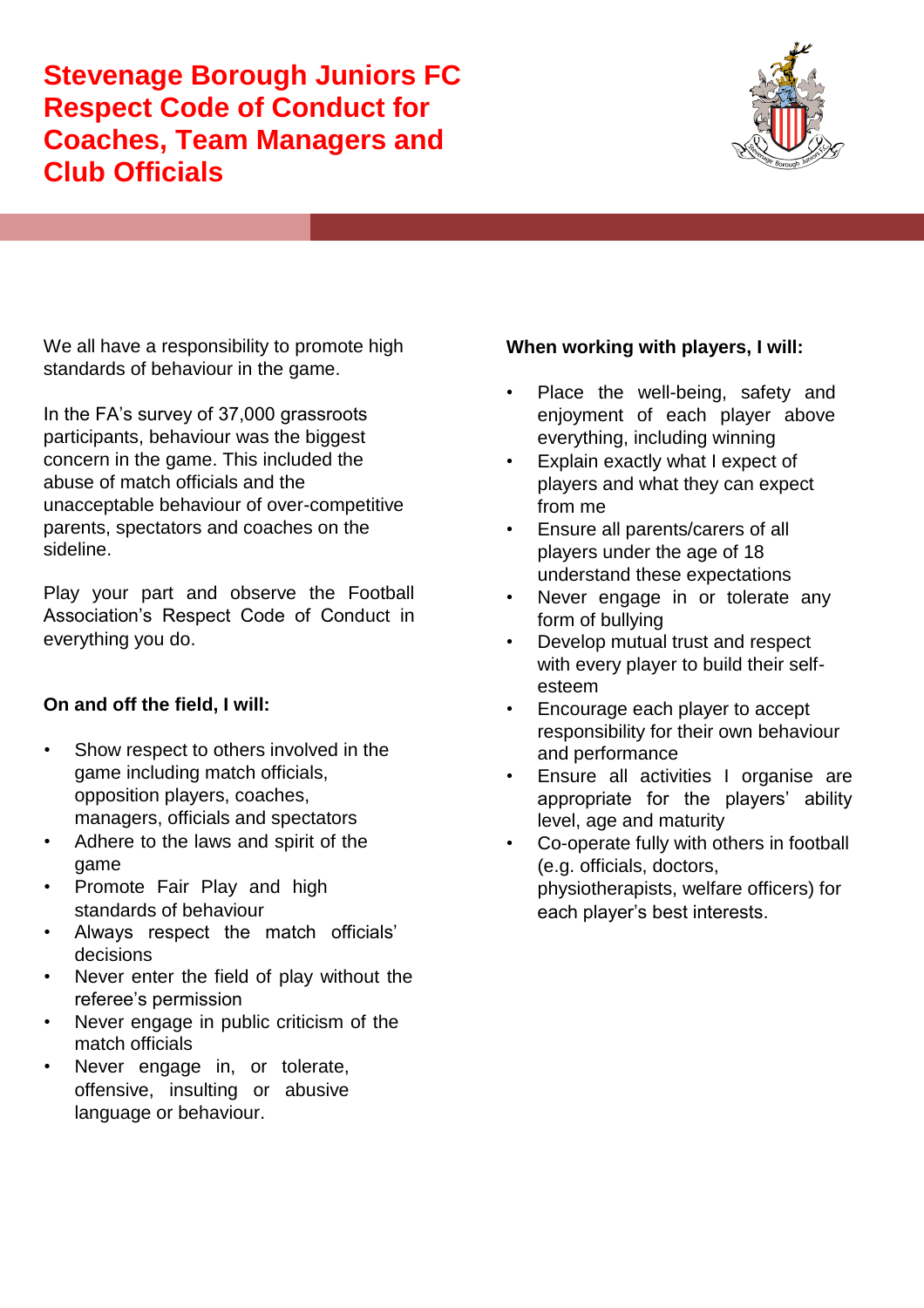# Stevenage Borough Juniors FC Respect Code of Conduct for Coaches, Team Managers and Club Officials

We all have a responsibility to promote high standards of behaviour in the game.

In the FA's survey of 37,000 grassroots participants, behaviour was the biggest concern in the game. This included the abuse of match officials and the unacceptable behaviour of over-competitive parents, spectators and coaches on the sideline.

Play your part and observe the Football Association's Respect Code of Conduct in everything you do.

**On and off the field, I will:**

- Show respect to others involved in the game including match officials, opposition players, coaches, managers, officials and spectators
- Adhere to the laws and spirit of the game
- Promote Fair Play and high standards of behaviour
- Always respect the match officials' decisions
- Never enter the field of play without the referee's permission
- Never engage in public criticism of the match officials
- Never engage in, or tolerate, offensive, insulting or abusive language or behaviour.

**When working with players, I will:**

- Place the well-being, safety and enjoyment of each player above everything, including winning
- Explain exactly what I expect of players and what they can expect from me
- Ensure all parents/carers of all players under the age of 18 understand these expectations
- Never engage in or tolerate any form of bullying
- Develop mutual trust and respect with every player to build their self-esteem
- Encourage each player to accept responsibility for their own behaviour and performance
- Ensure all activities I organise are appropriate for the players' ability level, age and maturity
- Co-operate fully with others in football (e.g. officials, doctors, physiotherapists, welfare officers) for each player's best interests.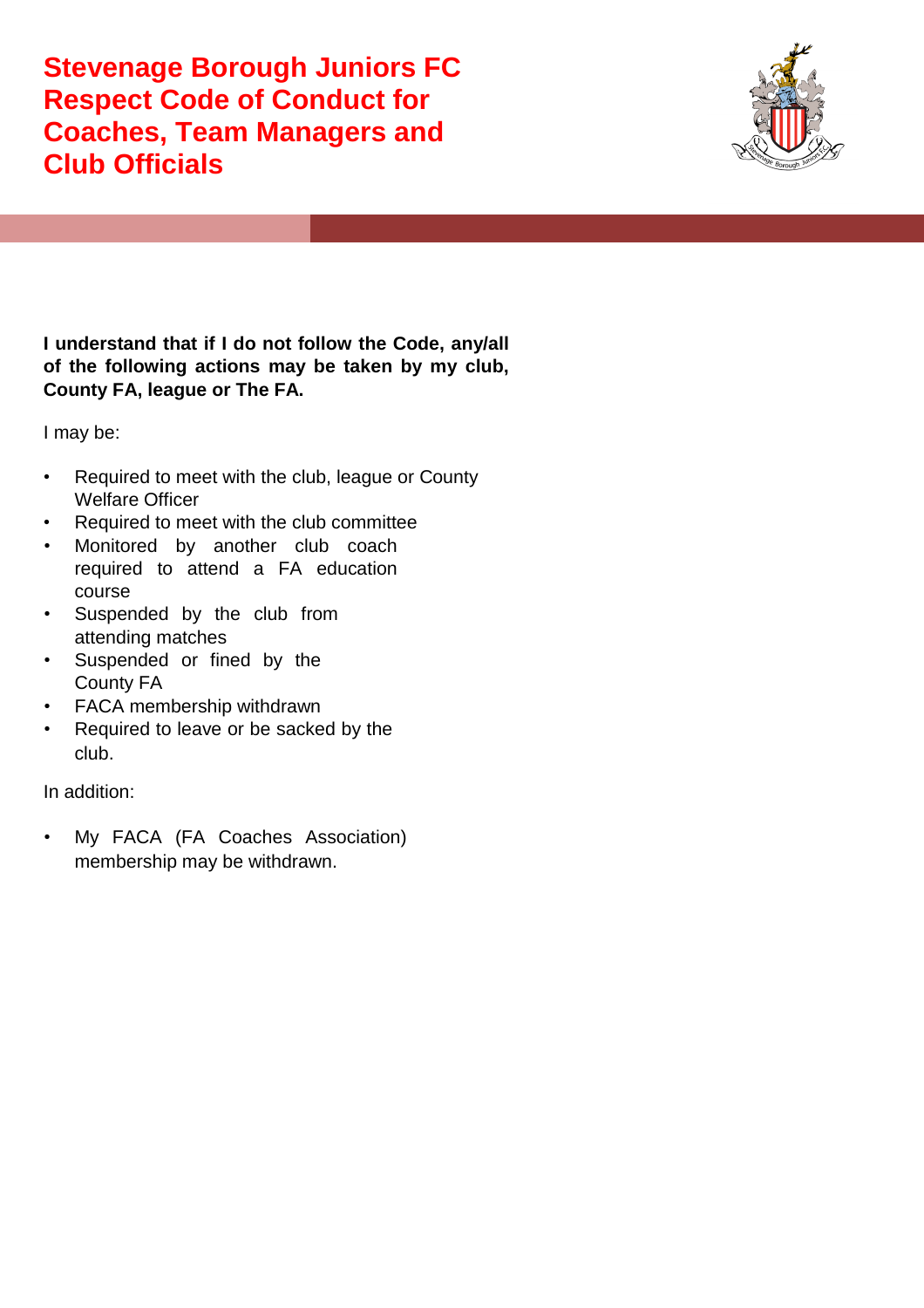# Stevenage Borough Juniors FC Respect Code of Conduct for Coaches, Team Managers and Club Officials

**I understand that if I do not follow the Code, any/all of the following actions may be taken by my club, County FA, league or The FA.**

I may be:

- Required to meet with the club, league or County Welfare Officer
- Required to meet with the club committee
- Monitored by another club coach required to attend a FA education course
- Suspended by the club from attending matches
- Suspended or fined by the County FA
- FACA membership withdrawn
- Required to leave or be sacked by the club.

In addition:

- My FACA (FA Coaches Association) membership may be withdrawn.